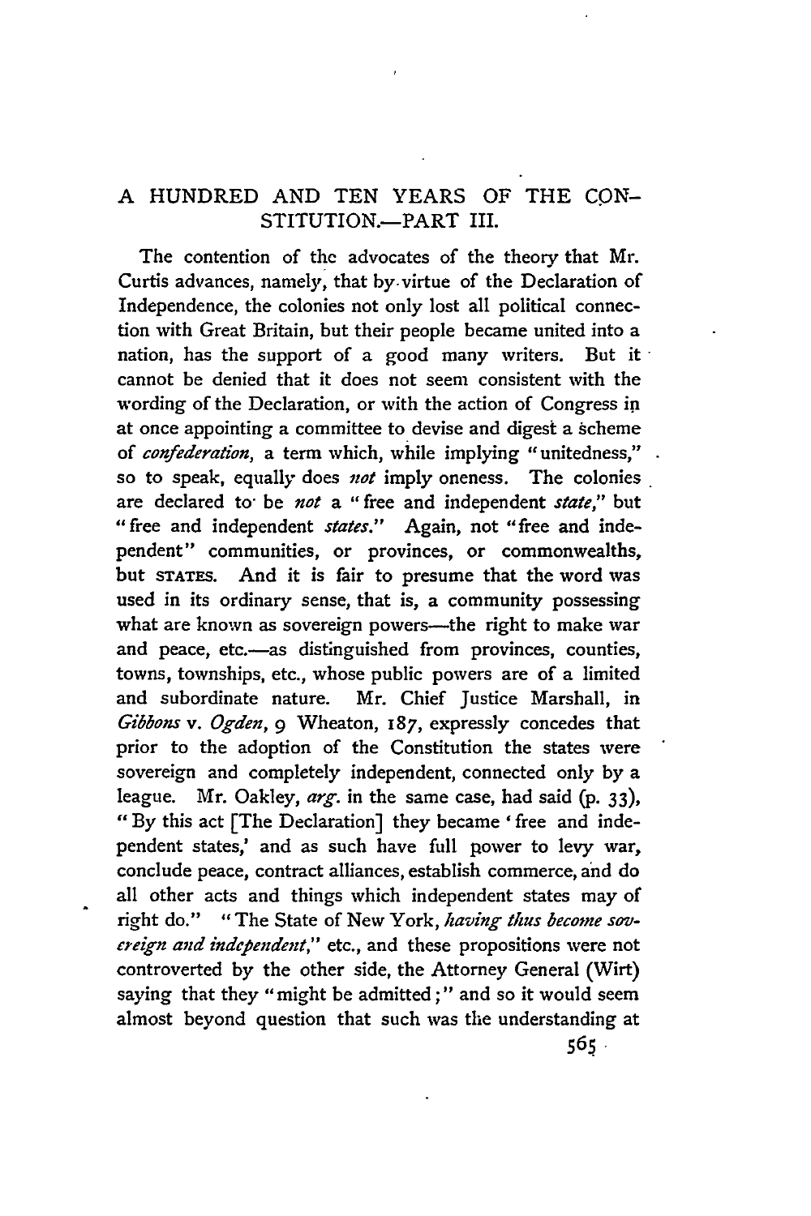# A HUNDRED AND TEN YEARS OF THE CONSTITUTION.—PART III.

The contention of the advocates of the theory that Mr. Curtis advances, namely, that by virtue of the Declaration of Independence, the colonies not only lost all political connection with Great Britain, but their people became united into a nation, has the support of a good many writers. But it cannot be denied that it does not seem consistent with the wording of the Declaration, or with the action of Congress in at once appointing a committee to devise and digest a scheme of *confederation*, a term which, while implying "unitedness," so to speak, equally does *not* imply oneness. The colonies are declared to be *not* a "free and independent *state*," but "free and independent *states*." Again, not "free and independent" communities, or provinces, or commonwealths, but STATES. And it is fair to presume that the word was used in its ordinary sense, that is, a community possessing what are known as sovereign powers—the right to make war and peace, etc.—as distinguished from provinces, counties, towns, townships, etc., whose public powers are of a limited and subordinate nature. Mr. Chief Justice Marshall, in *Gibbons* v. *Ogden*, 9 Wheaton, 187, expressly concedes that prior to the adoption of the Constitution the states were sovereign and completely independent, connected only by a league. Mr. Oakley, *arg.* in the same case, had said (p. 33), "By this act [The Declaration] they became 'free and independent states,' and as such have full power to levy war, conclude peace, contract alliances, establish commerce, and do all other acts and things which independent states may of right do." "The State of New York, *having thus become sovereign and independent*," etc., and these propositions were not controverted by the other side, the Attorney General (Wirt) saying that they "might be admitted;" and so it would seem almost beyond question that such was the understanding at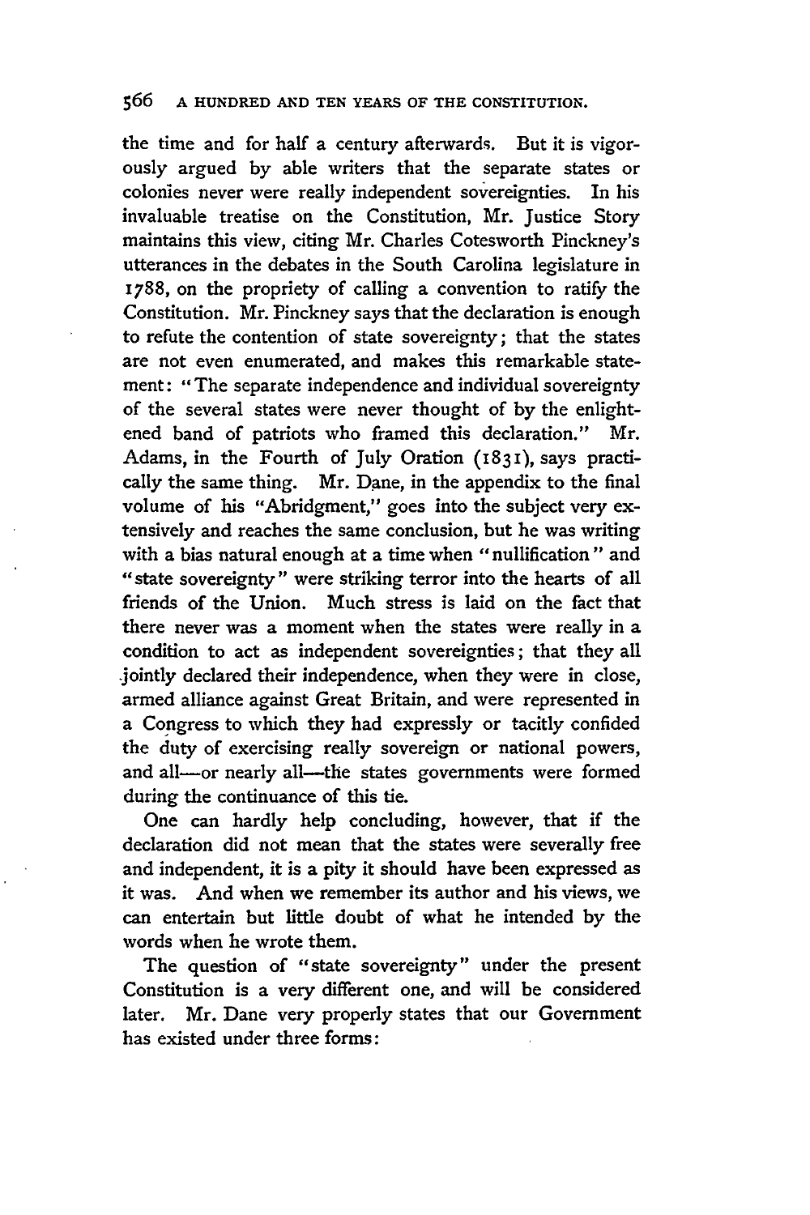the time and for half a century afterwards. But it is vigorously argued by able writers that the separate states or colonies never were really independent sovereignties. In his invaluable treatise on the Constitution, Mr. Justice Story maintains this view, citing Mr. Charles Cotesworth Pinckney's utterances in the debates in the South Carolina legislature in 1788, on the propriety of calling a convention to ratify the Constitution. Mr. Pinckney says that the declaration is enough to refute the contention of state sovereignty; that the states are not even enumerated, and makes this remarkable statement: "The separate independence and individual sovereignty of the several states were never thought of by the enlightened band of patriots who framed this declaration." Mr. Adams, in the Fourth of July Oration (1831), says practically the same thing. Mr. Dane, in the appendix to the final volume of his "Abridgment," goes into the subject very extensively and reaches the same conclusion, but he was writing with a bias natural enough at a time when "nullification" and "state sovereignty" were striking terror into the hearts of all friends of the Union. Much stress is laid on the fact that there never was a moment when the states were really in a condition to act as independent sovereignties; that they all jointly declared their independence, when they were in close, armed alliance against Great Britain, and were represented in a Congress to which they had expressly or tacitly confided the duty of exercising really sovereign or national powers, and all—or nearly all—the states governments were formed during the continuance of this tie.

One can hardly help concluding, however, that if the declaration did not mean that the states were severally free and independent, it is a pity it should have been expressed as it was. And when we remember its author and his views, we can entertain but little doubt of what he intended by the words when he wrote them.

The question of "state sovereignty" under the present Constitution is a very different one, and will be considered later. Mr. Dane very properly states that our Government has existed under three forms: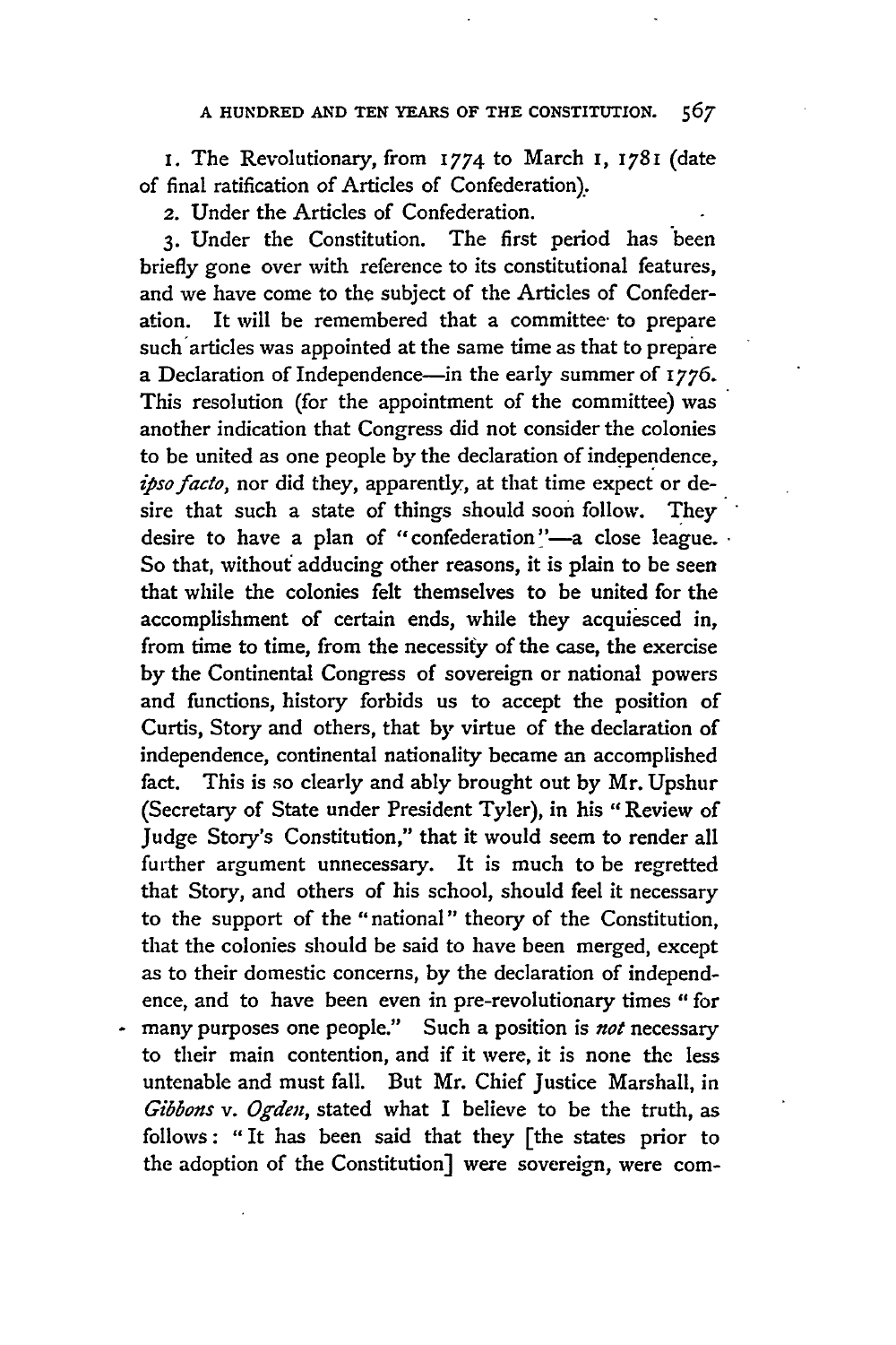1. The Revolutionary, from 1774 to March 1, 1781 (date of final ratification of Articles of Confederation).

2. Under the Articles of Confederation.

3. Under the Constitution. The first period has been briefly gone over with reference to its constitutional features, and we have come to the subject of the Articles of Confederation. It will be remembered that a committee to prepare such articles was appointed at the same time as that to prepare a Declaration of Independence—in the early summer of 1776. This resolution (for the appointment of the committee) was another indication that Congress did not consider the colonies to be united as one people by the declaration of independence, *ipso facto*, nor did they, apparently, at that time expect or desire that such a state of things should soon follow. They desire to have a plan of "confederation"—a close league. So that, without adducing other reasons, it is plain to be seen that while the colonies felt themselves to be united for the accomplishment of certain ends, while they acquiesced in, from time to time, from the necessity of the case, the exercise by the Continental Congress of sovereign or national powers and functions, history forbids us to accept the position of Curtis, Story and others, that by virtue of the declaration of independence, continental nationality became an accomplished fact. This is so clearly and ably brought out by Mr. Upshur (Secretary of State under President Tyler), in his "Review of Judge Story's Constitution," that it would seem to render all further argument unnecessary. It is much to be regretted that Story, and others of his school, should feel it necessary to the support of the "national" theory of the Constitution, that the colonies should be said to have been merged, except as to their domestic concerns, by the declaration of independence, and to have been even in pre-revolutionary times "for many purposes one people." Such a position is *not* necessary to their main contention, and if it were, it is none the less untenable and must fall. But Mr. Chief Justice Marshall, in *Gibbons* v. *Ogden*, stated what I believe to be the truth, as follows: "It has been said that they [the states prior to the adoption of the Constitution] were sovereign, were com-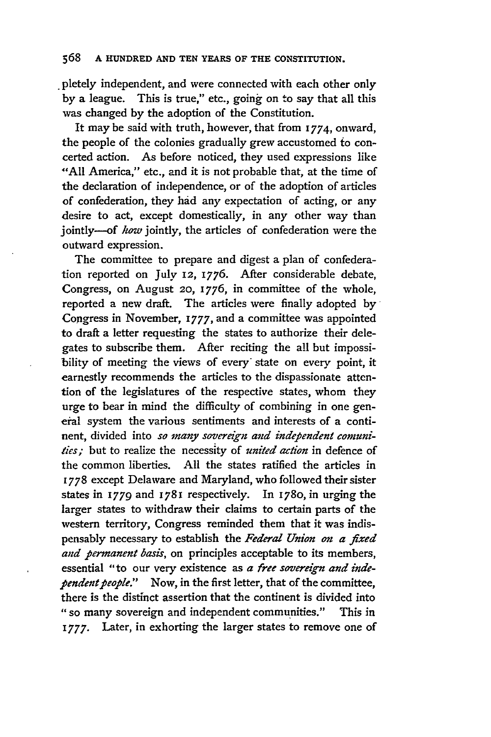pletely independent, and were connected with each other only by a league. This is true," etc., going on to say that all this was changed by the adoption of the Constitution.

It may be said with truth, however, that from 1774, onward, the people of the colonies gradually grew accustomed to concerted action. As before noticed, they used expressions like "All America," etc., and it is not probable that, at the time of the declaration of independence, or of the adoption of articles of confederation, they had any expectation of acting, or any desire to act, except domestically, in any other way than jointly—of *how* jointly, the articles of confederation were the outward expression.

The committee to prepare and digest a plan of confederation reported on July 12, 1776. After considerable debate, Congress, on August 20, 1776, in committee of the whole, reported a new draft. The articles were finally adopted by Congress in November, 1777, and a committee was appointed to draft a letter requesting the states to authorize their delegates to subscribe them. After reciting the all but impossibility of meeting the views of every state on every point, it earnestly recommends the articles to the dispassionate attention of the legislatures of the respective states, whom they urge to bear in mind the difficulty of combining in one general system the various sentiments and interests of a continent, divided into *so many sovereign and independent comunities;* but to realize the necessity of *united action* in defence of the common liberties. All the states ratified the articles in 1778 except Delaware and Maryland, who followed their sister states in 1779 and 1781 respectively. In 1780, in urging the larger states to withdraw their claims to certain parts of the western territory, Congress reminded them that it was indispensably necessary to establish the *Federal Union on a fixed and permanent basis*, on principles acceptable to its members, essential "to our very existence as *a free sovereign and independent people.*" Now, in the first letter, that of the committee, there is the distinct assertion that the continent is divided into "so many sovereign and independent communities." This in 1777. Later, in exhorting the larger states to remove one of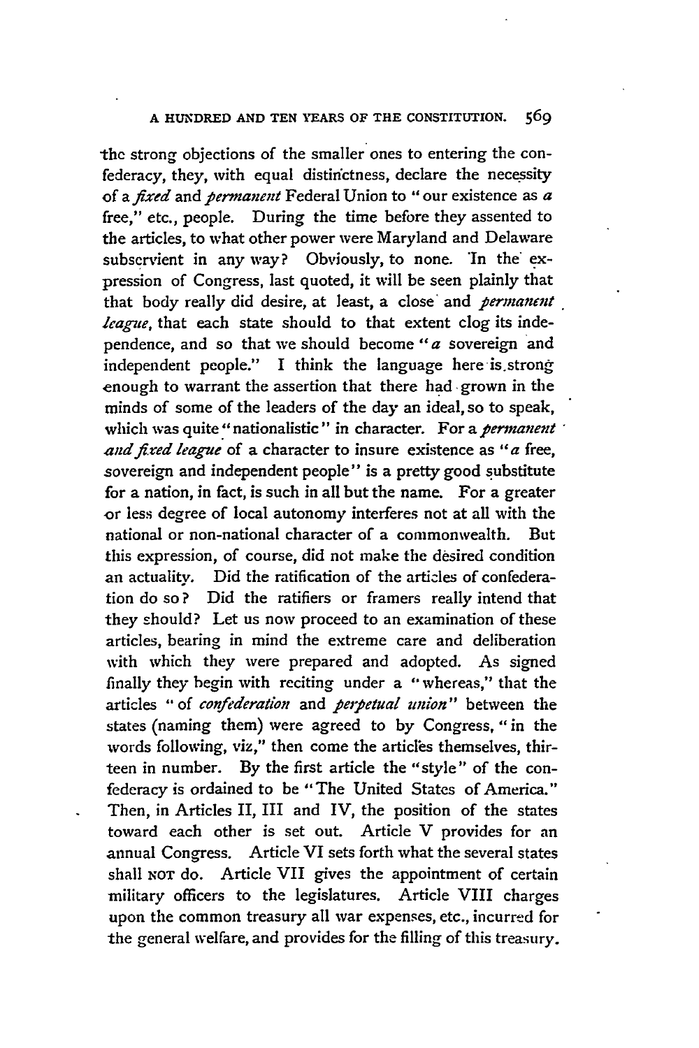the strong objections of the smaller ones to entering the confederacy, they, with equal distinctness, declare the necessity of a *fixed* and *permanent* Federal Union to "our existence as *a* free," etc., people. During the time before they assented to the articles, to what other power were Maryland and Delaware subservient in any way? Obviously, to none. In the expression of Congress, last quoted, it will be seen plainly that that body really did desire, at least, a close and *permanent league*, that each state should to that extent clog its independence, and so that we should become "*a* sovereign and independent people." I think the language here is strong enough to warrant the assertion that there had grown in the minds of some of the leaders of the day an ideal, so to speak, which was quite "nationalistic" in character. For a *permanent and fixed league* of a character to insure existence as "*a* free, sovereign and independent people" is a pretty good substitute for a nation, in fact, is such in all but the name. For a greater or less degree of local autonomy interferes not at all with the national or non-national character of a commonwealth. But this expression, of course, did not make the desired condition an actuality. Did the ratification of the articles of confederation do so? Did the ratifiers or framers really intend that they should? Let us now proceed to an examination of these articles, bearing in mind the extreme care and deliberation with which they were prepared and adopted. As signed finally they begin with reciting under a "whereas," that the articles "of *confederation* and *perpetual union*" between the states (naming them) were agreed to by Congress, "in the words following, viz," then come the articles themselves, thirteen in number. By the first article the "style" of the confederacy is ordained to be "The United States of America." Then, in Articles II, III and IV, the position of the states toward each other is set out. Article V provides for an annual Congress. Article VI sets forth what the several states shall NOT do. Article VII gives the appointment of certain military officers to the legislatures. Article VIII charges upon the common treasury all war expenses, etc., incurred for the general welfare, and provides for the filling of this treasury.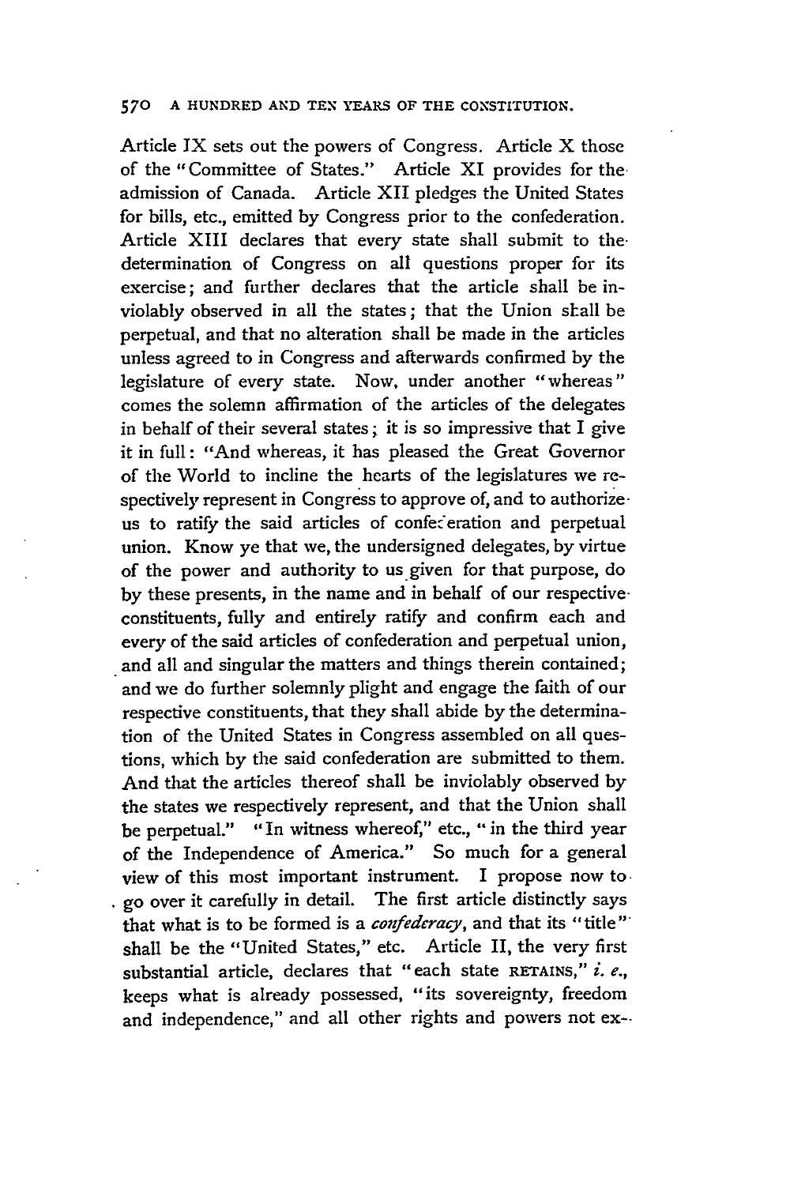Article IX sets out the powers of Congress. Article X those of the "Committee of States." Article XI provides for the admission of Canada. Article XII pledges the United States for bills, etc., emitted by Congress prior to the confederation. Article XIII declares that every state shall submit to the determination of Congress on all questions proper for its exercise; and further declares that the article shall be inviolably observed in all the states; that the Union shall be perpetual, and that no alteration shall be made in the articles unless agreed to in Congress and afterwards confirmed by the legislature of every state. Now, under another "whereas" comes the solemn affirmation of the articles of the delegates in behalf of their several states; it is so impressive that I give it in full: "And whereas, it has pleased the Great Governor of the World to incline the hearts of the legislatures we respectively represent in Congress to approve of, and to authorize us to ratify the said articles of confederation and perpetual union. Know ye that we, the undersigned delegates, by virtue of the power and authority to us given for that purpose, do by these presents, in the name and in behalf of our respective constituents, fully and entirely ratify and confirm each and every of the said articles of confederation and perpetual union, and all and singular the matters and things therein contained; and we do further solemnly plight and engage the faith of our respective constituents, that they shall abide by the determination of the United States in Congress assembled on all questions, which by the said confederation are submitted to them. And that the articles thereof shall be inviolably observed by the states we respectively represent, and that the Union shall be perpetual." "In witness whereof," etc., "in the third year of the Independence of America." So much for a general view of this most important instrument. I propose now to go over it carefully in detail. The first article distinctly says that what is to be formed is a *confederacy*, and that its "title" shall be the "United States," etc. Article II, the very first substantial article, declares that "each state RETAINS," *i. e.*, keeps what is already possessed, "its sovereignty, freedom and independence," and all other rights and powers not ex-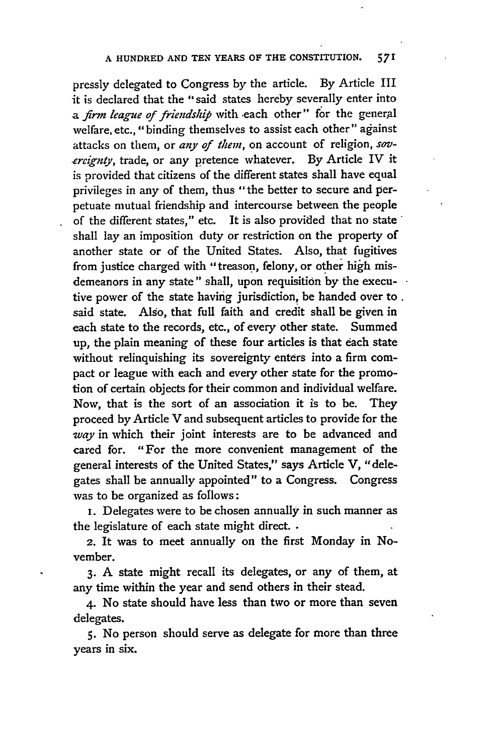pressly delegated to Congress by the article. By Article III it is declared that the "said states hereby severally enter into a *firm league of friendship* with each other" for the general welfare, etc., "binding themselves to assist each other" against attacks on them, or *any of them*, on account of religion, *sovereignty*, trade, or any pretence whatever. By Article IV it is provided that citizens of the different states shall have equal privileges in any of them, thus "the better to secure and perpetuate mutual friendship and intercourse between the people of the different states," etc. It is also provided that no state shall lay an imposition duty or restriction on the property of another state or of the United States. Also, that fugitives from justice charged with "treason, felony, or other high misdemeanors in any state" shall, upon requisition by the executive power of the state having jurisdiction, be handed over to said state. Also, that full faith and credit shall be given in each state to the records, etc., of every other state. Summed up, the plain meaning of these four articles is that each state without relinquishing its sovereignty enters into a firm compact or league with each and every other state for the promotion of certain objects for their common and individual welfare. Now, that is the sort of an association it is to be. They proceed by Article V and subsequent articles to provide for the *way* in which their joint interests are to be advanced and cared for. "For the more convenient management of the general interests of the United States," says Article V, "delegates shall be annually appointed" to a Congress. Congress was to be organized as follows:

1. Delegates were to be chosen annually in such manner as the legislature of each state might direct.

2. It was to meet annually on the first Monday in November.

3. A state might recall its delegates, or any of them, at any time within the year and send others in their stead.

4. No state should have less than two or more than seven delegates.

5. No person should serve as delegate for more than three years in six.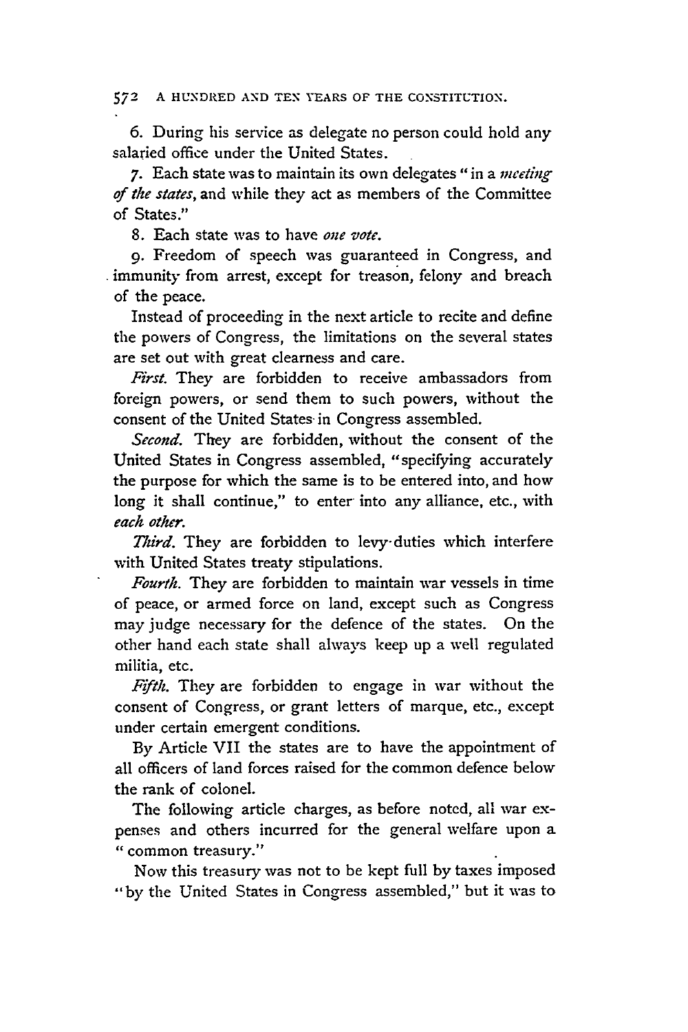6. During his service as delegate no person could hold any salaried office under the United States.

7. Each state was to maintain its own delegates "in a *meeting of the states*, and while they act as members of the Committee of States."

8. Each state was to have *one vote*.

9. Freedom of speech was guaranteed in Congress, and immunity from arrest, except for treason, felony and breach of the peace.

Instead of proceeding in the next article to recite and define the powers of Congress, the limitations on the several states are set out with great clearness and care.

*First.* They are forbidden to receive ambassadors from foreign powers, or send them to such powers, without the consent of the United States in Congress assembled.

*Second.* They are forbidden, without the consent of the United States in Congress assembled, "specifying accurately the purpose for which the same is to be entered into, and how long it shall continue," to enter into any alliance, etc., with *each other.*

*Third.* They are forbidden to levy duties which interfere with United States treaty stipulations.

*Fourth.* They are forbidden to maintain war vessels in time of peace, or armed force on land, except such as Congress may judge necessary for the defence of the states. On the other hand each state shall always keep up a well regulated militia, etc.

*Fifth.* They are forbidden to engage in war without the consent of Congress, or grant letters of marque, etc., except under certain emergent conditions.

By Article VII the states are to have the appointment of all officers of land forces raised for the common defence below the rank of colonel.

The following article charges, as before noted, all war expenses and others incurred for the general welfare upon a "common treasury."

Now this treasury was not to be kept full by taxes imposed "by the United States in Congress assembled," but it was to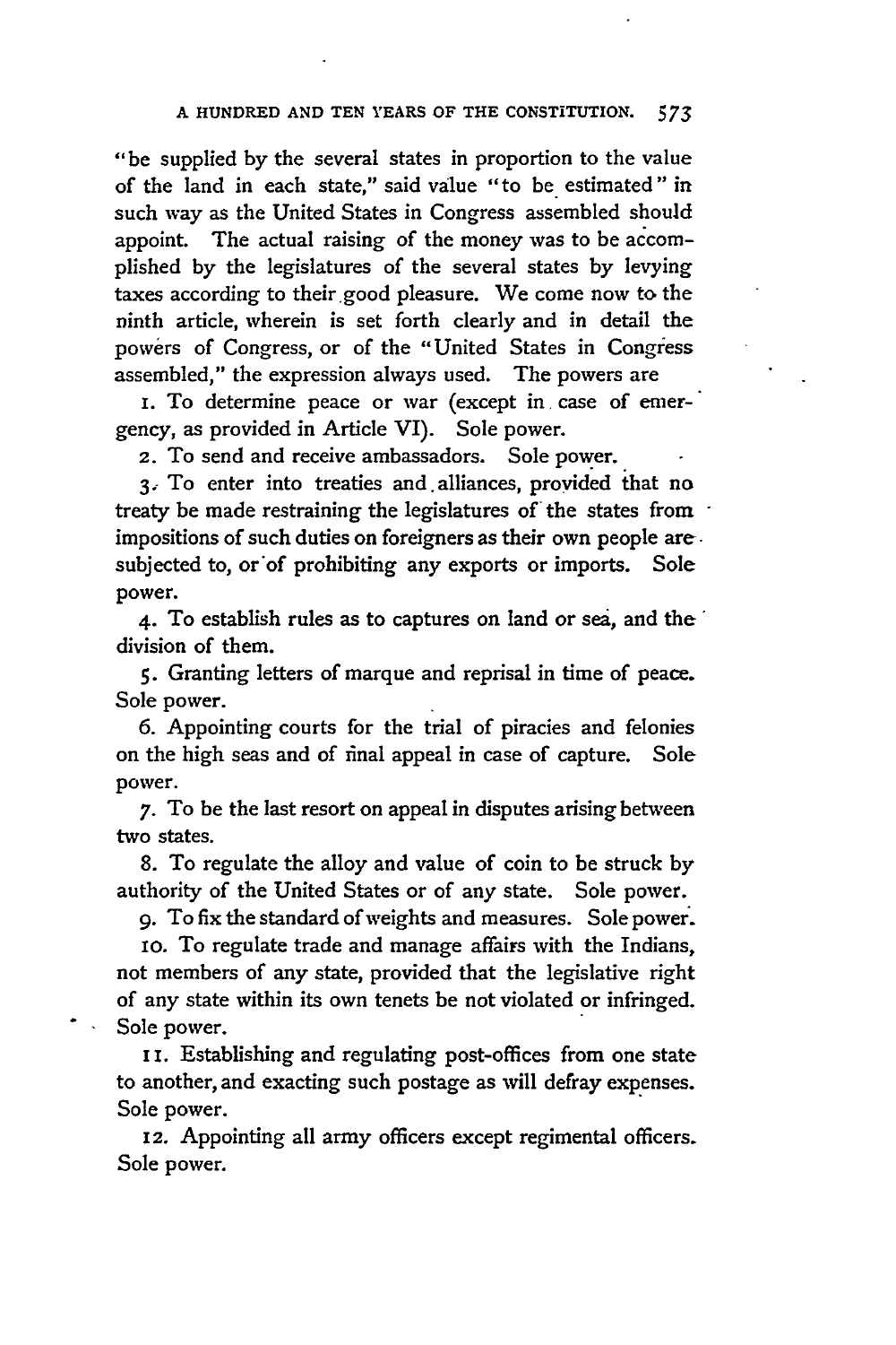"be supplied by the several states in proportion to the value of the land in each state," said value "to be estimated" in such way as the United States in Congress assembled should appoint. The actual raising of the money was to be accomplished by the legislatures of the several states by levying taxes according to their good pleasure. We come now to the ninth article, wherein is set forth clearly and in detail the powers of Congress, or of the "United States in Congress assembled," the expression always used. The powers are

1. To determine peace or war (except in case of emergency, as provided in Article VI). Sole power.

2. To send and receive ambassadors. Sole power.

3. To enter into treaties and alliances, provided that no treaty be made restraining the legislatures of the states from impositions of such duties on foreigners as their own people are subjected to, or of prohibiting any exports or imports. Sole power.

4. To establish rules as to captures on land or sea, and the division of them.

5. Granting letters of marque and reprisal in time of peace. Sole power.

6. Appointing courts for the trial of piracies and felonies on the high seas and of final appeal in case of capture. Sole power.

7. To be the last resort on appeal in disputes arising between two states.

8. To regulate the alloy and value of coin to be struck by authority of the United States or of any state. Sole power.

9. To fix the standard of weights and measures. Sole power.

10. To regulate trade and manage affairs with the Indians, not members of any state, provided that the legislative right of any state within its own tenets be not violated or infringed. Sole power.

11. Establishing and regulating post-offices from one state to another, and exacting such postage as will defray expenses. Sole power.

12. Appointing all army officers except regimental officers. Sole power.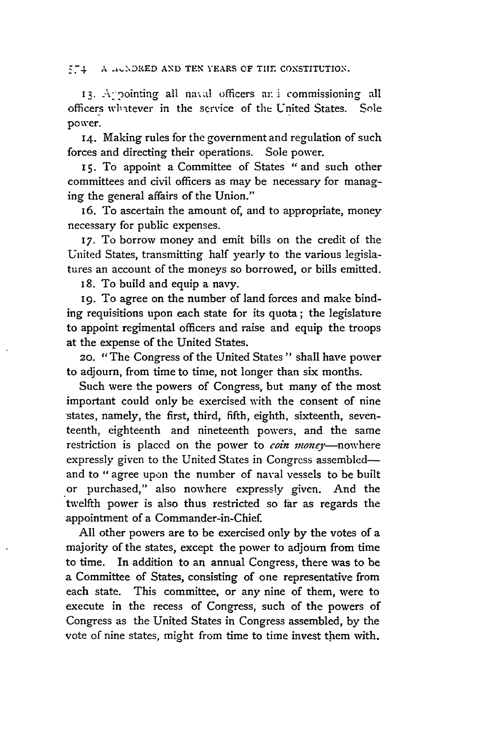13. Appointing all naval officers and commissioning all officers whatever in the service of the United States. Sole power.

14. Making rules for the government and regulation of such forces and directing their operations. Sole power.

15. To appoint a Committee of States "and such other committees and civil officers as may be necessary for managing the general affairs of the Union."

16. To ascertain the amount of, and to appropriate, money necessary for public expenses.

17. To borrow money and emit bills on the credit of the United States, transmitting half yearly to the various legislatures an account of the moneys so borrowed, or bills emitted.

18. To build and equip a navy.

19. To agree on the number of land forces and make binding requisitions upon each state for its quota; the legislature to appoint regimental officers and raise and equip the troops at the expense of the United States.

20. "The Congress of the United States" shall have power to adjourn, from time to time, not longer than six months.

Such were the powers of Congress, but many of the most important could only be exercised with the consent of nine states, namely, the first, third, fifth, eighth, sixteenth, seventeenth, eighteenth and nineteenth powers, and the same restriction is placed on the power to *coin money*—nowhere expressly given to the United States in Congress assembled—and to "agree upon the number of naval vessels to be built or purchased," also nowhere expressly given. And the twelfth power is also thus restricted so far as regards the appointment of a Commander-in-Chief.

All other powers are to be exercised only by the votes of a majority of the states, except the power to adjourn from time to time. In addition to an annual Congress, there was to be a Committee of States, consisting of one representative from each state. This committee, or any nine of them, were to execute in the recess of Congress, such of the powers of Congress as the United States in Congress assembled, by the vote of nine states, might from time to time invest them with.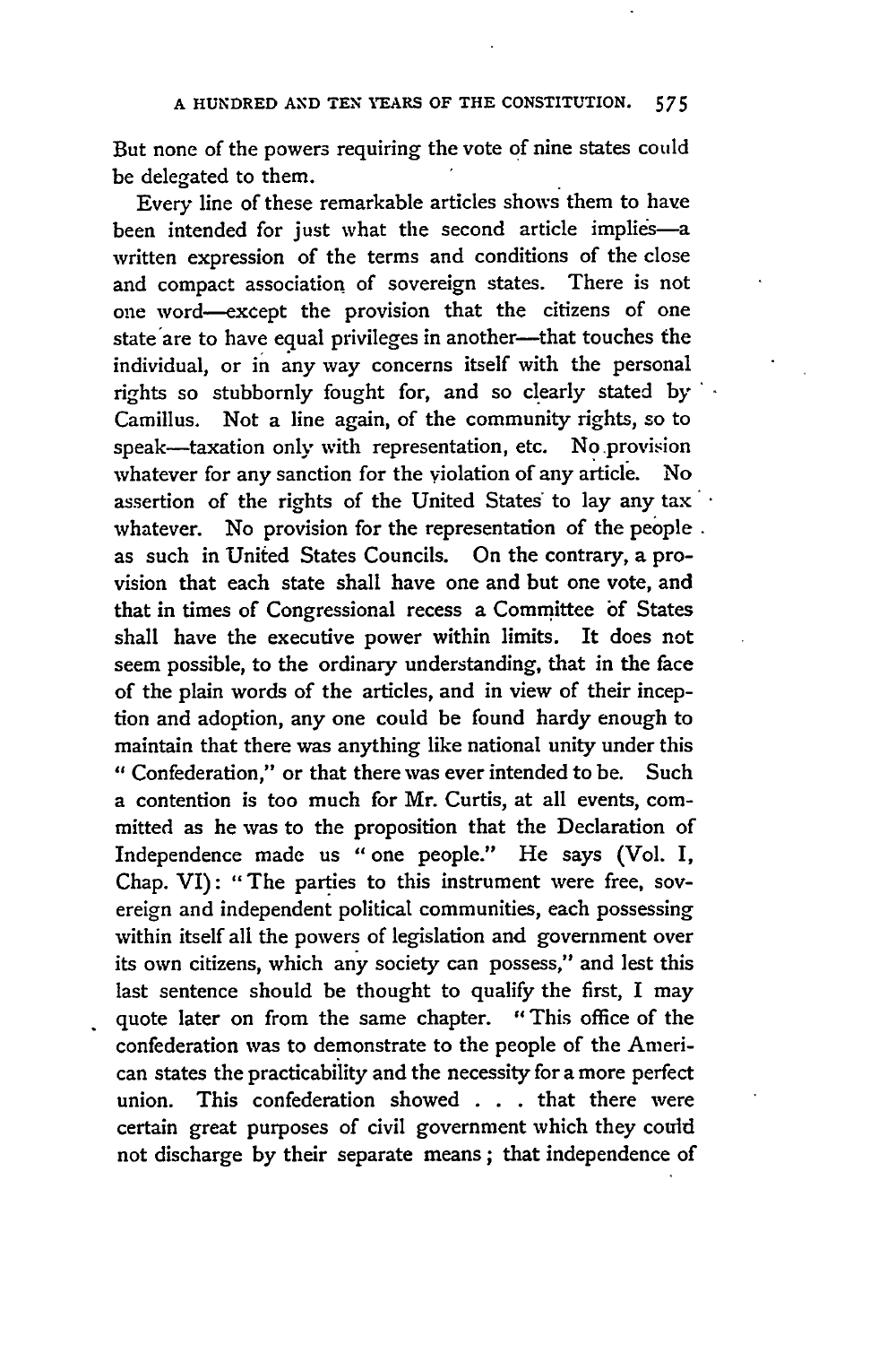But none of the powers requiring the vote of nine states could be delegated to them.

Every line of these remarkable articles shows them to have been intended for just what the second article implies—a written expression of the terms and conditions of the close and compact association of sovereign states. There is not one word—except the provision that the citizens of one state are to have equal privileges in another—that touches the individual, or in any way concerns itself with the personal rights so stubbornly fought for, and so clearly stated by Camillus. Not a line again, of the community rights, so to speak—taxation only with representation, etc. No provision whatever for any sanction for the violation of any article. No assertion of the rights of the United States to lay any tax whatever. No provision for the representation of the people as such in United States Councils. On the contrary, a provision that each state shall have one and but one vote, and that in times of Congressional recess a Committee of States shall have the executive power within limits. It does not seem possible, to the ordinary understanding, that in the face of the plain words of the articles, and in view of their inception and adoption, any one could be found hardy enough to maintain that there was anything like national unity under this "Confederation," or that there was ever intended to be. Such a contention is too much for Mr. Curtis, at all events, committed as he was to the proposition that the Declaration of Independence made us "one people." He says (Vol. I, Chap. VI): "The parties to this instrument were free, sovereign and independent political communities, each possessing within itself all the powers of legislation and government over its own citizens, which any society can possess," and lest this last sentence should be thought to qualify the first, I may quote later on from the same chapter. "This office of the confederation was to demonstrate to the people of the American states the practicability and the necessity for a more perfect union. This confederation showed . . . that there were certain great purposes of civil government which they could not discharge by their separate means; that independence of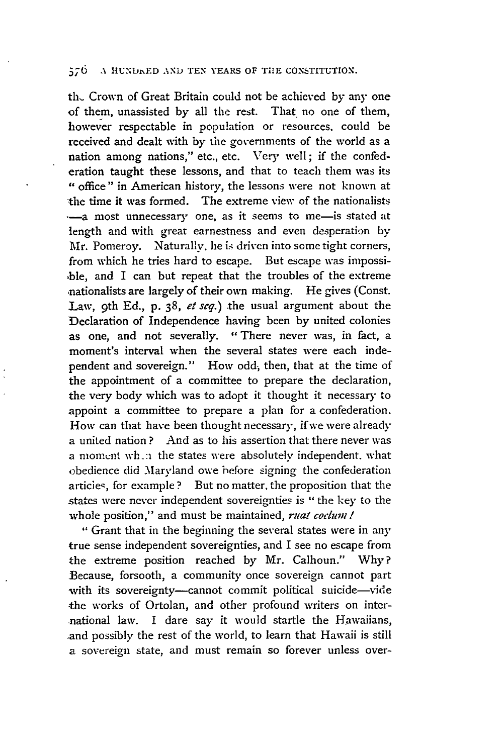the Crown of Great Britain could not be achieved by any one of them, unassisted by all the rest. That no one of them, however respectable in population or resources, could be received and dealt with by the governments of the world as a nation among nations," etc., etc. Very well; if the confederation taught these lessons, and that to teach them was its "office" in American history, the lessons were not known at the time it was formed. The extreme view of the nationalists —a most unnecessary one, as it seems to me—is stated at length and with great earnestness and even desperation by Mr. Pomeroy. Naturally, he is driven into some tight corners, from which he tries hard to escape. But escape was impossible, and I can but repeat that the troubles of the extreme nationalists are largely of their own making. He gives (Const. Law, 9th Ed., p. 38, *et seq.*) the usual argument about the Declaration of Independence having been by united colonies as one, and not severally. "There never was, in fact, a moment's interval when the several states were each independent and sovereign." How odd, then, that at the time of the appointment of a committee to prepare the declaration, the very body which was to adopt it thought it necessary to appoint a committee to prepare a plan for a confederation. How can that have been thought necessary, if we were already a united nation? And as to his assertion that there never was a moment when the states were absolutely independent, what obedience did Maryland owe before signing the confederation articles, for example? But no matter, the proposition that the states were never independent sovereignties is "the key to the whole position," and must be maintained, *ruat coelum!*

"Grant that in the beginning the several states were in any true sense independent sovereignties, and I see no escape from the extreme position reached by Mr. Calhoun." Why? Because, forsooth, a community once sovereign cannot part with its sovereignty—cannot commit political suicide—vide the works of Ortolan, and other profound writers on international law. I dare say it would startle the Hawaiians, and possibly the rest of the world, to learn that Hawaii is still a sovereign state, and must remain so forever unless over-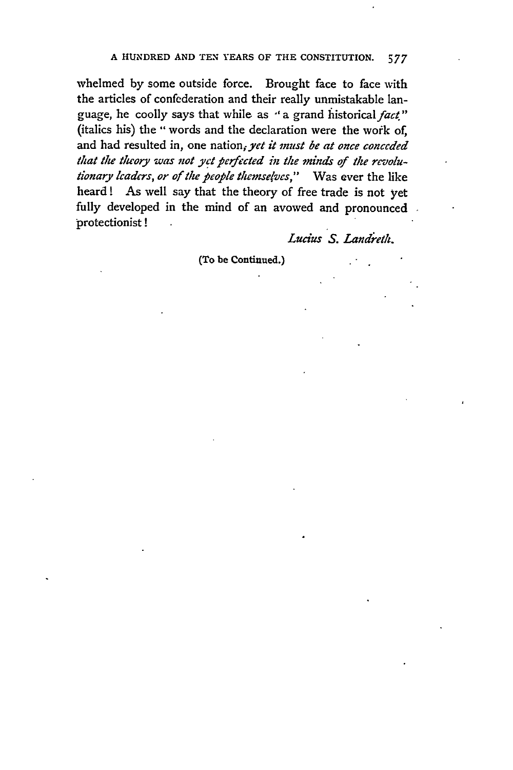whelmed by some outside force. Brought face to face with the articles of confederation and their really unmistakable language, he coolly says that while as "a grand historical *fact*" (italics his) the "words and the declaration were the work of, and had resulted in, one nation, *yet it must be at once conceded that the theory was not yet perfected in the minds of the revolutionary leaders, or of the people themselves*," Was ever the like heard! As well say that the theory of free trade is not yet fully developed in the mind of an avowed and pronounced protectionist!

*Lucius S. Landreth.*

(To be Continued.)